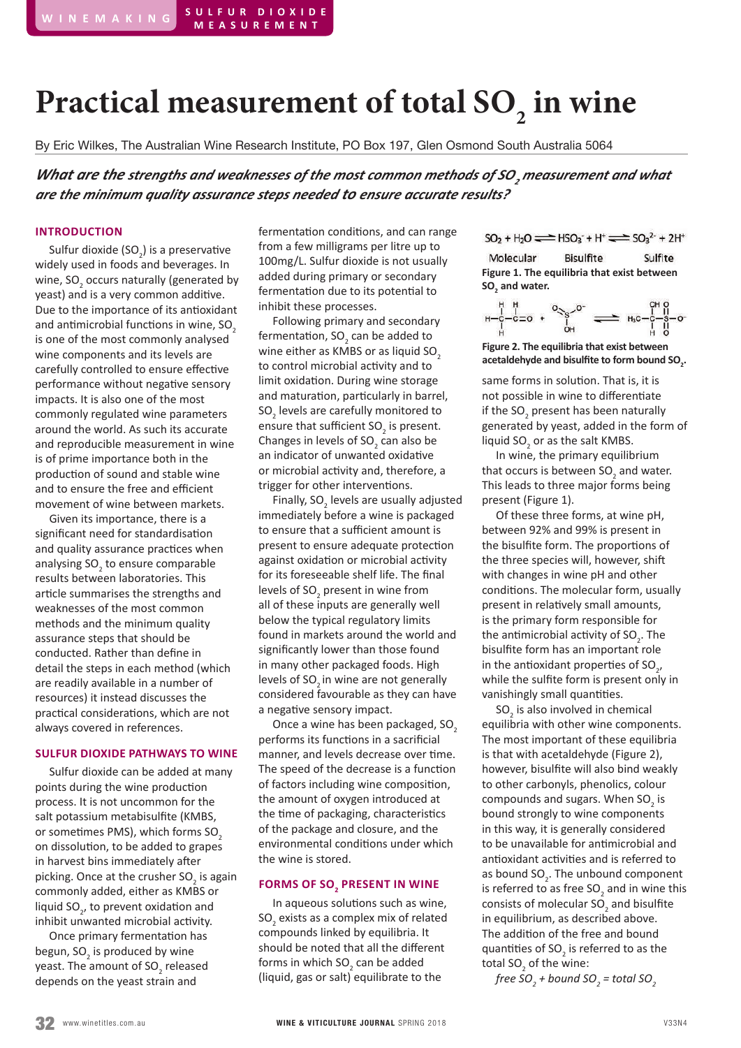# Practical measurement of total $SO_2$ in wine

By Eric Wilkes, The Australian Wine Research Institute, PO Box 197, Glen Osmond South Australia 5064

***What are the strengths and weaknesses of the most common methods of $SO_2$ measurement and what are the minimum quality assurance steps needed to ensure accurate results?***

## INTRODUCTION

Sulfur dioxide ($SO_2$) is a preservative widely used in foods and beverages. In wine, $SO_2$ occurs naturally (generated by yeast) and is a very common additive. Due to the importance of its antioxidant and antimicrobial functions in wine, $SO_2$ is one of the most commonly analysed wine components and its levels are carefully controlled to ensure effective performance without negative sensory impacts. It is also one of the most commonly regulated wine parameters around the world. As such its accurate and reproducible measurement in wine is of prime importance both in the production of sound and stable wine and to ensure the free and efficient movement of wine between markets.

Given its importance, there is a significant need for standardisation and quality assurance practices when analysing $SO_2$ to ensure comparable results between laboratories. This article summarises the strengths and weaknesses of the most common methods and the minimum quality assurance steps that should be conducted. Rather than define in detail the steps in each method (which are readily available in a number of resources) it instead discusses the practical considerations, which are not always covered in references.

## SULFUR DIOXIDE PATHWAYS TO WINE

Sulfur dioxide can be added at many points during the wine production process. It is not uncommon for the salt potassium metabisulfite (KMBS, or sometimes PMS), which forms $SO_2$ on dissolution, to be added to grapes in harvest bins immediately after picking. Once at the crusher $SO_2$ is again commonly added, either as KMBS or liquid $SO_2$, to prevent oxidation and inhibit unwanted microbial activity.

Once primary fermentation has begun, $SO_2$ is produced by wine yeast. The amount of $SO_2$ released depends on the yeast strain and fermentation conditions, and can range from a few milligrams per litre up to 100mg/L. Sulfur dioxide is not usually added during primary or secondary fermentation due to its potential to inhibit these processes.

Following primary and secondary fermentation, $SO_2$ can be added to wine either as KMBS or as liquid $SO_2$ to control microbial activity and to limit oxidation. During wine storage and maturation, particularly in barrel, $SO_2$ levels are carefully monitored to ensure that sufficient $SO_2$ is present. Changes in levels of $SO_2$ can also be an indicator of unwanted oxidative or microbial activity and, therefore, a trigger for other interventions.

Finally, $SO_2$ levels are usually adjusted immediately before a wine is packaged to ensure that a sufficient amount is present to ensure adequate protection against oxidation or microbial activity for its foreseeable shelf life. The final levels of $SO_2$ present in wine from all of these inputs are generally well below the typical regulatory limits found in markets around the world and significantly lower than those found in many other packaged foods. High levels of $SO_2$ in wine are not generally considered favourable as they can have a negative sensory impact.

Once a wine has been packaged, $SO_2$ performs its functions in a sacrificial manner, and levels decrease over time. The speed of the decrease is a function of factors including wine composition, the amount of oxygen introduced at the time of packaging, characteristics of the package and closure, and the conditions under which the wine is stored.

## FORMS OF $SO_2$ PRESENT IN WINE

In aqueous solutions such as wine, $SO_2$ exists as a complex mix of related compounds linked by equilibria. It should be noted that all the different forms in which $SO_2$ can be added (liquid, gas or salt) equilibrate to the same forms in solution. That is, it is not possible in wine to differentiate if the $SO_2$ present has been naturally generated by yeast, added in the form of liquid $SO_2$ or as the salt KMBS.

$$SO_2 + H_2O \rightleftharpoons HSO_3^- + H^+ \rightleftharpoons SO_3^{2-} + 2H^+$$

Molecular — Bisulfite — Sulfite

**Figure 1. The equilibria that exist between $SO_2$ and water.**

$$CH_3CHO + HSO_3^- \rightleftharpoons H_3C{-}CH(OH){-}SO_3^-$$

**Figure 2. The equilibria that exist between acetaldehyde and bisulfite to form bound $SO_2$.**

In wine, the primary equilibrium that occurs is between $SO_2$ and water. This leads to three major forms being present (Figure 1).

Of these three forms, at wine pH, between 92% and 99% is present in the bisulfite form. The proportions of the three species will, however, shift with changes in wine pH and other conditions. The molecular form, usually present in relatively small amounts, is the primary form responsible for the antimicrobial activity of $SO_2$. The bisulfite form has an important role in the antioxidant properties of $SO_2$, while the sulfite form is present only in vanishingly small quantities.

$SO_2$ is also involved in chemical equilibria with other wine components. The most important of these equilibria is that with acetaldehyde (Figure 2), however, bisulfite will also bind weakly to other carbonyls, phenolics, colour compounds and sugars. When $SO_2$ is bound strongly to wine components in this way, it is generally considered to be unavailable for antimicrobial and antioxidant activities and is referred to as bound $SO_2$. The unbound component is referred to as free $SO_2$ and in wine this consists of molecular $SO_2$ and bisulfite in equilibrium, as described above. The addition of the free and bound quantities of $SO_2$ is referred to as the total $SO_2$ of the wine:

*free $SO_2$ + bound $SO_2$ = total $SO_2$*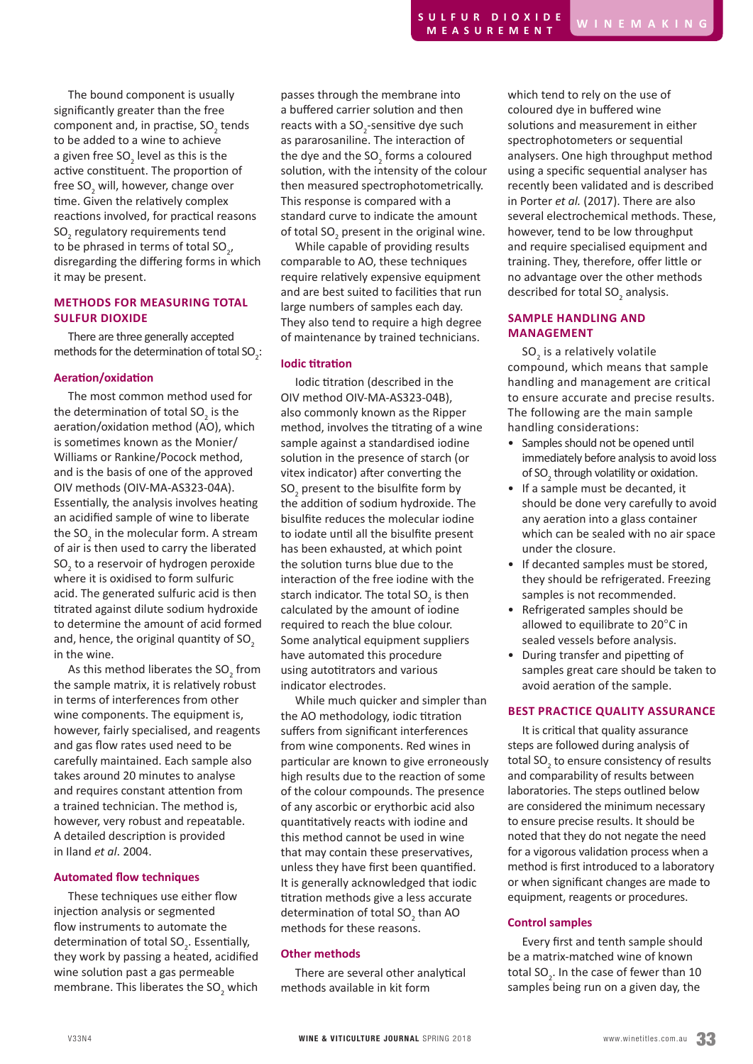The bound component is usually significantly greater than the free component and, in practise, $SO_2$ tends to be added to a wine to achieve a given free $SO_2$ level as this is the active constituent. The proportion of free $SO_2$ will, however, change over time. Given the relatively complex reactions involved, for practical reasons $SO_2$ regulatory requirements tend to be phrased in terms of total $SO_2$, disregarding the differing forms in which it may be present.

## METHODS FOR MEASURING TOTAL SULFUR DIOXIDE

There are three generally accepted methods for the determination of total $SO_2$:

### Aeration/oxidation

The most common method used for the determination of total $SO_2$ is the aeration/oxidation method (AO), which is sometimes known as the Monier/Williams or Rankine/Pocock method, and is the basis of one of the approved OIV methods (OIV-MA-AS323-04A). Essentially, the analysis involves heating an acidified sample of wine to liberate the $SO_2$ in the molecular form. A stream of air is then used to carry the liberated $SO_2$ to a reservoir of hydrogen peroxide where it is oxidised to form sulfuric acid. The generated sulfuric acid is then titrated against dilute sodium hydroxide to determine the amount of acid formed and, hence, the original quantity of $SO_2$ in the wine.

As this method liberates the $SO_2$ from the sample matrix, it is relatively robust in terms of interferences from other wine components. The equipment is, however, fairly specialised, and reagents and gas flow rates used need to be carefully maintained. Each sample also takes around 20 minutes to analyse and requires constant attention from a trained technician. The method is, however, very robust and repeatable. A detailed description is provided in Iland *et al*. 2004.

### Automated flow techniques

These techniques use either flow injection analysis or segmented flow instruments to automate the determination of total $SO_2$. Essentially, they work by passing a heated, acidified wine solution past a gas permeable membrane. This liberates the $SO_2$ which passes through the membrane into a buffered carrier solution and then reacts with a $SO_2$-sensitive dye such as pararosaniline. The interaction of the dye and the $SO_2$ forms a coloured solution, with the intensity of the colour then measured spectrophotometerically. This response is compared with a standard curve to indicate the amount of total $SO_2$ present in the original wine.

While capable of providing results comparable to AO, these techniques require relatively expensive equipment and are best suited to facilities that run large numbers of samples each day. They also tend to require a high degree of maintenance by trained technicians.

### Iodic titration

Iodic titration (described in the OIV method OIV-MA-AS323-04B), also commonly known as the Ripper method, involves the titrating of a wine sample against a standardised iodine solution in the presence of starch (or vitex indicator) after converting the $SO_2$ present to the bisulfite form by the addition of sodium hydroxide. The bisulfite reduces the molecular iodine to iodate until all the bisulfite present has been exhausted, at which point the solution turns blue due to the interaction of the free iodine with the starch indicator. The total $SO_2$ is then calculated by the amount of iodine required to reach the blue colour. Some analytical equipment suppliers have automated this procedure using autotitrators and various indicator electrodes.

While much quicker and simpler than the AO methodology, iodic titration suffers from significant interferences from wine components. Red wines in particular are known to give erroneously high results due to the reaction of some of the colour compounds. The presence of any ascorbic or erythorbic acid also quantitatively reacts with iodine and this method cannot be used in wine that may contain these preservatives, unless they have first been quantified. It is generally acknowledged that iodic titration methods give a less accurate determination of total $SO_2$ than AO methods for these reasons.

### Other methods

There are several other analytical methods available in kit form which tend to rely on the use of coloured dye in buffered wine solutions and measurement in either spectrophotometers or sequential analysers. One high throughput method using a specific sequential analyser has recently been validated and is described in Porter *et al.* (2017). There are also several electrochemical methods. These, however, tend to be low throughput and require specialised equipment and training. They, therefore, offer little or no advantage over the other methods described for total $SO_2$ analysis.

## SAMPLE HANDLING AND MANAGEMENT

$SO_2$ is a relatively volatile compound, which means that sample handling and management are critical to ensure accurate and precise results. The following are the main sample handling considerations:

- Samples should not be opened until immediately before analysis to avoid loss of $SO_2$ through volatility or oxidation.
- If a sample must be decanted, it should be done very carefully to avoid any aeration into a glass container which can be sealed with no air space under the closure.
- If decanted samples must be stored, they should be refrigerated. Freezing samples is not recommended.
- Refrigerated samples should be allowed to equilibrate to 20°C in sealed vessels before analysis.
- During transfer and pipetting of samples great care should be taken to avoid aeration of the sample.

## BEST PRACTICE QUALITY ASSURANCE

It is critical that quality assurance steps are followed during analysis of total $SO_2$ to ensure consistency of results and comparability of results between laboratories. The steps outlined below are considered the minimum necessary to ensure precise results. It should be noted that they do not negate the need for a vigorous validation process when a method is first introduced to a laboratory or when significant changes are made to equipment, reagents or procedures.

### Control samples

Every first and tenth sample should be a matrix-matched wine of known total $SO_2$. In the case of fewer than 10 samples being run on a given day, the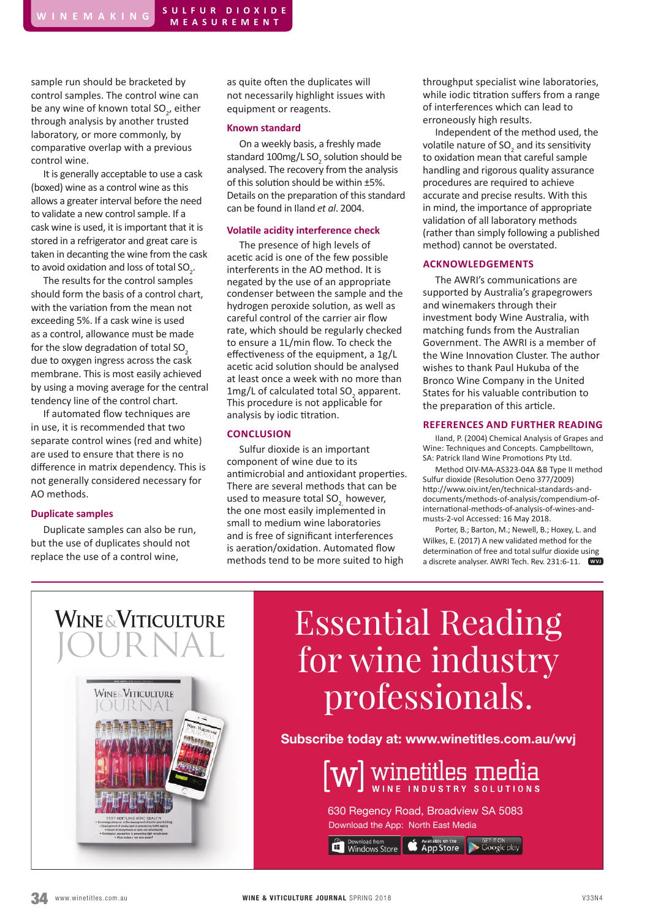sample run should be bracketed by control samples. The control wine can be any wine of known total $SO_2$, either through analysis by another trusted laboratory, or more commonly, by comparative overlap with a previous control wine.

It is generally acceptable to use a cask (boxed) wine as a control wine as this allows a greater interval before the need to validate a new control sample. If a cask wine is used, it is important that it is stored in a refrigerator and great care is taken in decanting the wine from the cask to avoid oxidation and loss of total $SO_2$.

The results for the control samples should form the basis of a control chart, with the variation from the mean not exceeding 5%. If a cask wine is used as a control, allowance must be made for the slow degradation of total $SO_2$ due to oxygen ingress across the cask membrane. This is most easily achieved by using a moving average for the central tendency line of the control chart.

If automated flow techniques are in use, it is recommended that two separate control wines (red and white) are used to ensure that there is no difference in matrix dependency. This is not generally considered necessary for AO methods.

### Duplicate samples

Duplicate samples can also be run, but the use of duplicates should not replace the use of a control wine, as quite often the duplicates will not necessarily highlight issues with equipment or reagents.

### Known standard

On a weekly basis, a freshly made standard 100mg/L $SO_2$ solution should be analysed. The recovery from the analysis of this solution should be within ±5%. Details on the preparation of this standard can be found in Iland *et al*. 2004.

### Volatile acidity interference check

The presence of high levels of acetic acid is one of the few possible interferents in the AO method. It is negated by the use of an appropriate condenser between the sample and the hydrogen peroxide solution, as well as careful control of the carrier air flow rate, which should be regularly checked to ensure a 1L/min flow. To check the effectiveness of the equipment, a 1g/L acetic acid solution should be analysed at least once a week with no more than 1mg/L of calculated total $SO_2$ apparent. This procedure is not applicable for analysis by iodic titration.

## CONCLUSION

Sulfur dioxide is an important component of wine due to its antimicrobial and antioxidant properties. There are several methods that can be used to measure total $SO_2$, however, the one most easily implemented in small to medium wine laboratories and is free of significant interferences is aeration/oxidation. Automated flow methods tend to be more suited to high throughput specialist wine laboratories, while iodic titration suffers from a range of interferences which can lead to erroneously high results.

Independent of the method used, the volatile nature of $SO_2$ and its sensitivity to oxidation mean that careful sample handling and rigorous quality assurance procedures are required to achieve accurate and precise results. With this in mind, the importance of appropriate validation of all laboratory methods (rather than simply following a published method) cannot be overstated.

## ACKNOWLEDGEMENTS

The AWRI's communications are supported by Australia's grapegrowers and winemakers through their investment body Wine Australia, with matching funds from the Australian Government. The AWRI is a member of the Wine Innovation Cluster. The author wishes to thank Paul Hukuba of the Bronco Wine Company in the United States for his valuable contribution to the preparation of this article.

## REFERENCES AND FURTHER READING

Iland, P. (2004) Chemical Analysis of Grapes and Wine: Techniques and Concepts. Campbelltown, SA: Patrick Iland Wine Promotions Pty Ltd.

Method OIV-MA-AS323-04A &B Type II method Sulfur dioxide (Resolution Oeno 377/2009) http://www.oiv.int/en/technical-standards-and-documents/methods-of-analysis/compendium-of-international-methods-of-analysis-of-wines-and-musts-2-vol Accessed: 16 May 2018.

Porter, B.; Barton, M.; Newell, B.; Hoxey, L. and Wilkes, E. (2017) A new validated method for the determination of free and total sulfur dioxide using a discrete analyser. AWRI Tech. Rev. 231:6-11. WVJ

---

WINE & VITICULTURE JOURNAL

# Essential Reading for wine industry professionals.

**Subscribe today at: www.winetitles.com.au/wvj**

[w] winetitles media
WINE INDUSTRY SOLUTIONS

630 Regency Road, Broadview SA 5083

Download the App: North East Media

Download from Windows Store | Available on the App Store | GET IT ON Google play